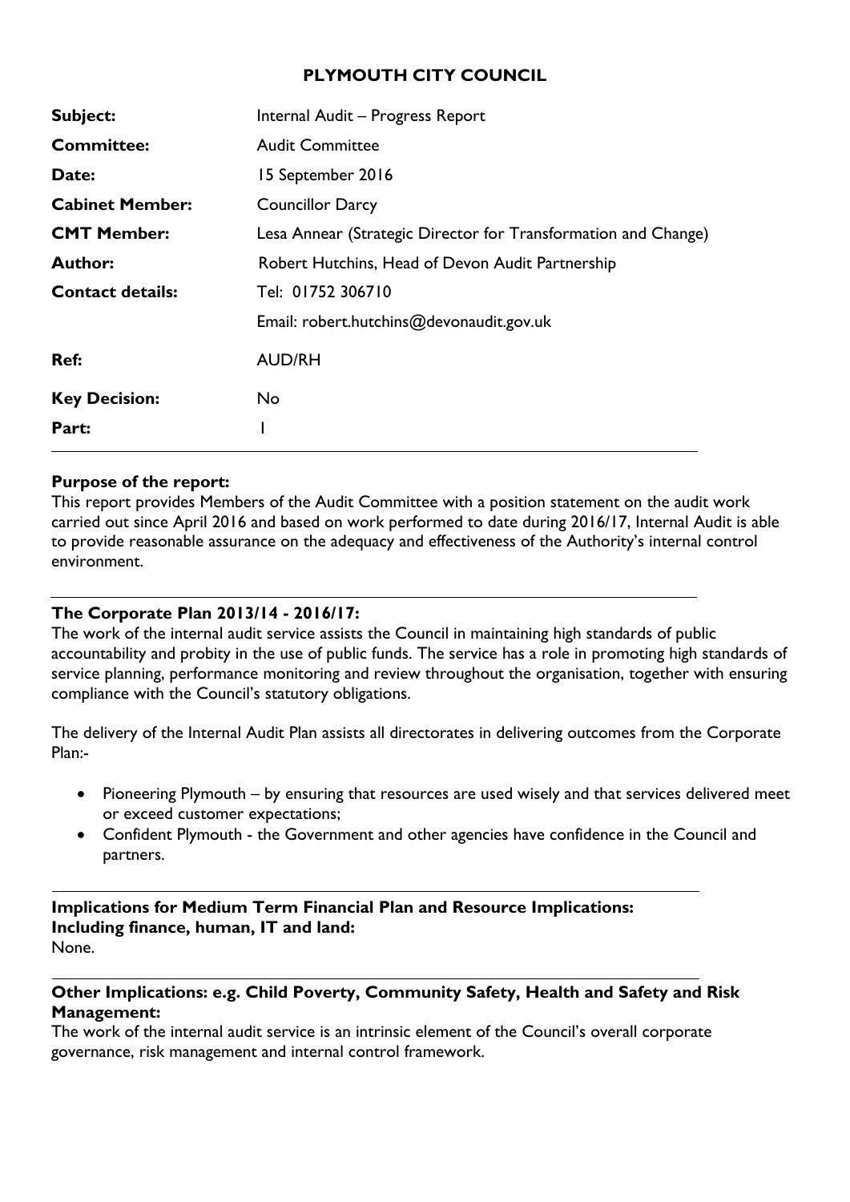# PLYMOUTH CITY COUNCIL

| | |
|---|---|
| **Subject:** | Internal Audit – Progress Report |
| **Committee:** | Audit Committee |
| **Date:** | 15 September 2016 |
| **Cabinet Member:** | Councillor Darcy |
| **CMT Member:** | Lesa Annear (Strategic Director for Transformation and Change) |
| **Author:** | Robert Hutchins, Head of Devon Audit Partnership |
| **Contact details:** | Tel: 01752 306710 |
| | Email: robert.hutchins@devonaudit.gov.uk |
| **Ref:** | AUD/RH |
| **Key Decision:** | No |
| **Part:** | I |

**Purpose of the report:**

This report provides Members of the Audit Committee with a position statement on the audit work carried out since April 2016 and based on work performed to date during 2016/17, Internal Audit is able to provide reasonable assurance on the adequacy and effectiveness of the Authority's internal control environment.

**The Corporate Plan 2013/14 - 2016/17:**

The work of the internal audit service assists the Council in maintaining high standards of public accountability and probity in the use of public funds. The service has a role in promoting high standards of service planning, performance monitoring and review throughout the organisation, together with ensuring compliance with the Council's statutory obligations.

The delivery of the Internal Audit Plan assists all directorates in delivering outcomes from the Corporate Plan:-

- Pioneering Plymouth – by ensuring that resources are used wisely and that services delivered meet or exceed customer expectations;
- Confident Plymouth - the Government and other agencies have confidence in the Council and partners.

**Implications for Medium Term Financial Plan and Resource Implications: Including finance, human, IT and land:**

None.

**Other Implications: e.g. Child Poverty, Community Safety, Health and Safety and Risk Management:**

The work of the internal audit service is an intrinsic element of the Council's overall corporate governance, risk management and internal control framework.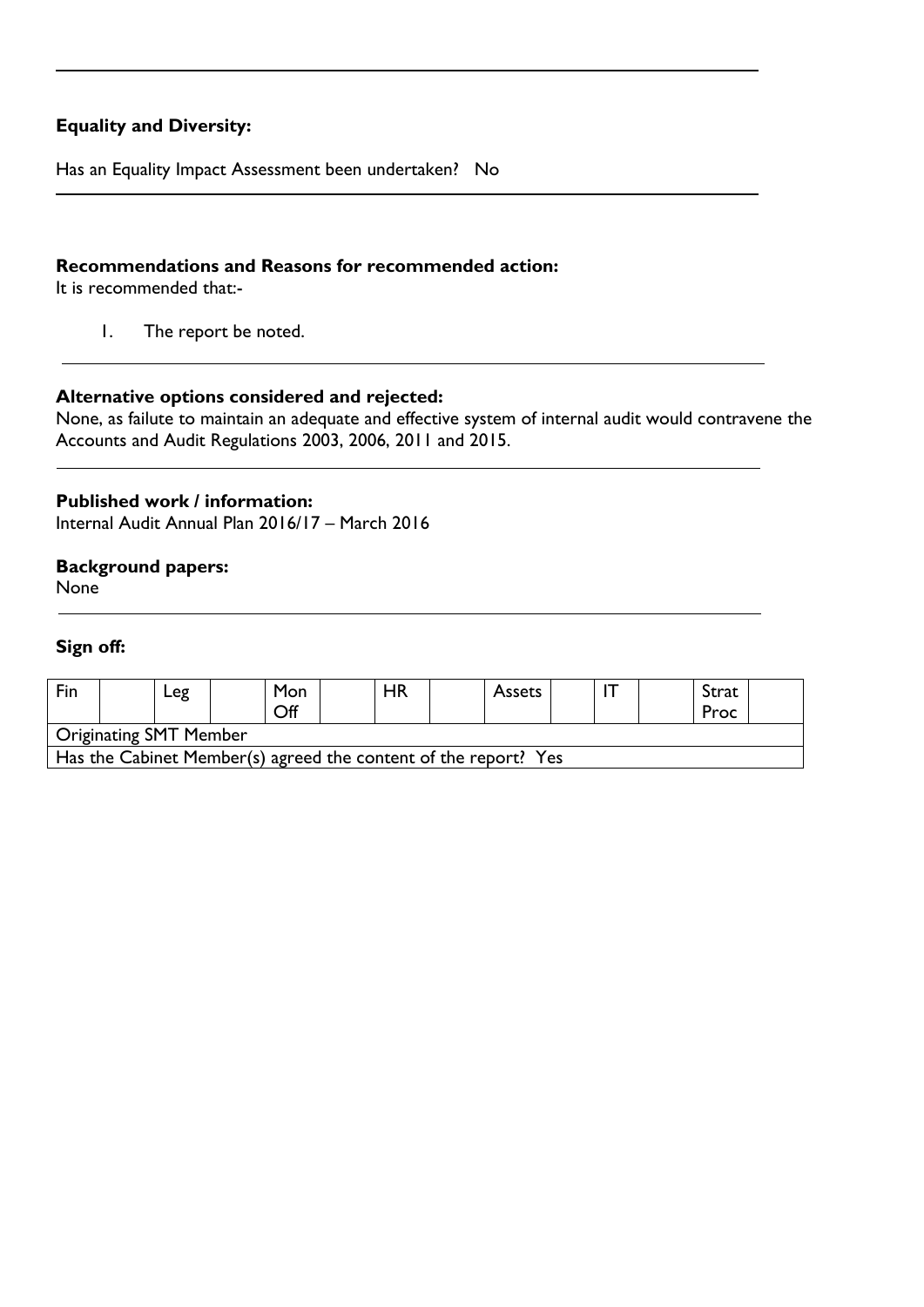**Equality and Diversity:**

Has an Equality Impact Assessment been undertaken? No

**Recommendations and Reasons for recommended action:**
It is recommended that:-

1. The report be noted.

**Alternative options considered and rejected:**
None, as failute to maintain an adequate and effective system of internal audit would contravene the Accounts and Audit Regulations 2003, 2006, 2011 and 2015.

**Published work / information:**
Internal Audit Annual Plan 2016/17 – March 2016

**Background papers:**
None

**Sign off:**

| Fin | | Leg | | Mon Off | | HR | | Assets | | IT | | Strat Proc | |
|---|---|---|---|---|---|---|---|---|---|---|---|---|---|
| Originating SMT Member | | | | | | | | | | | | | |
| Has the Cabinet Member(s) agreed the content of the report? Yes | | | | | | | | | | | | | |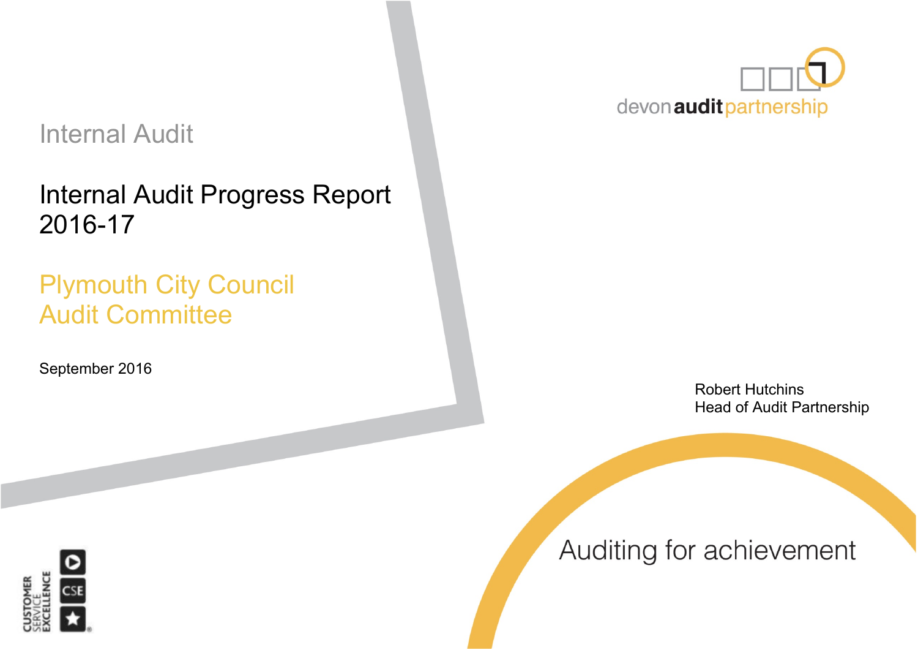Internal Audit

# Internal Audit Progress Report 2016-17

## Plymouth City Council Audit Committee

September 2016

devon audit partnership

Robert Hutchins
Head of Audit Partnership

Auditing for achievement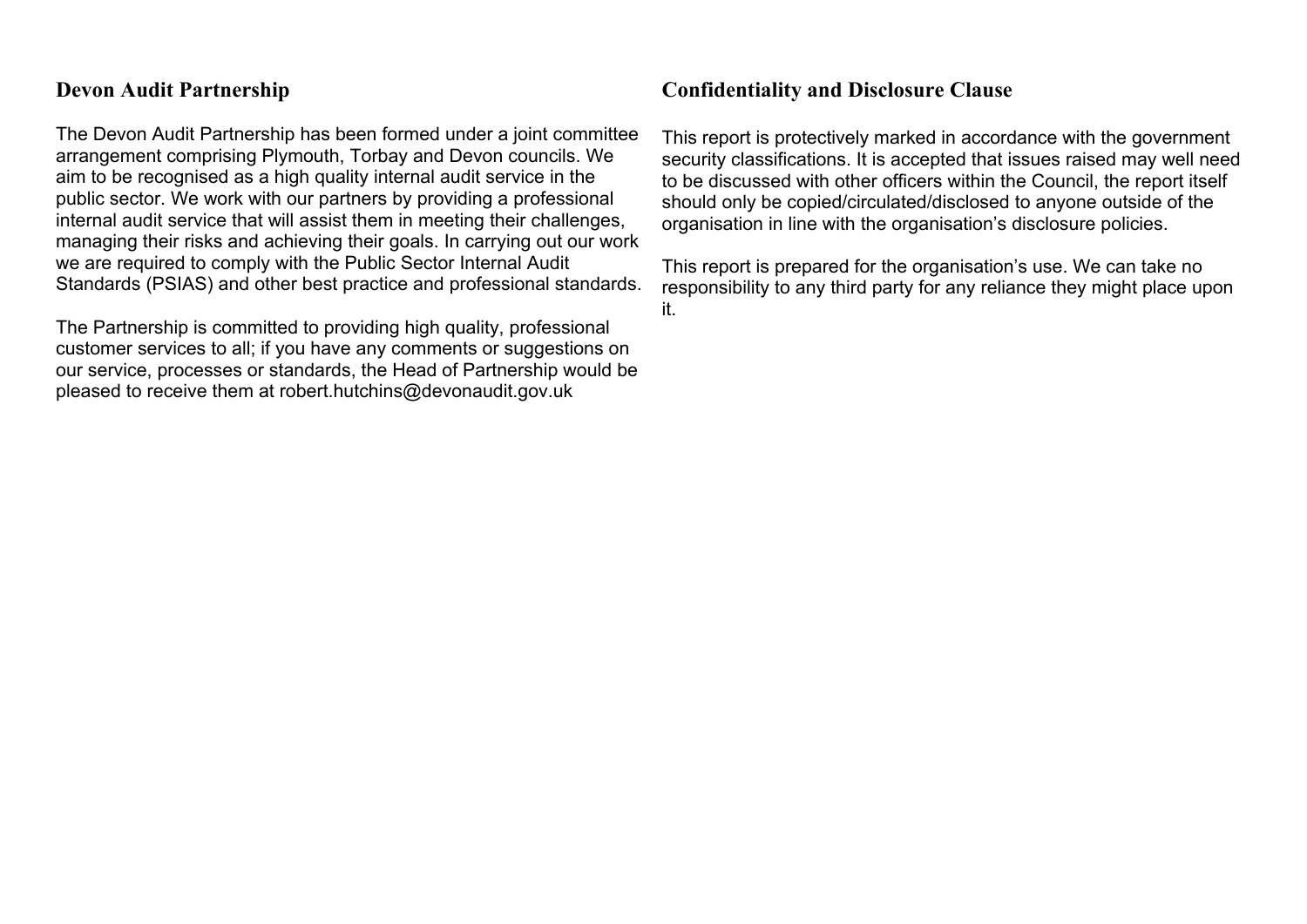## Devon Audit Partnership

The Devon Audit Partnership has been formed under a joint committee arrangement comprising Plymouth, Torbay and Devon councils. We aim to be recognised as a high quality internal audit service in the public sector. We work with our partners by providing a professional internal audit service that will assist them in meeting their challenges, managing their risks and achieving their goals. In carrying out our work we are required to comply with the Public Sector Internal Audit Standards (PSIAS) and other best practice and professional standards.

The Partnership is committed to providing high quality, professional customer services to all; if you have any comments or suggestions on our service, processes or standards, the Head of Partnership would be pleased to receive them at robert.hutchins@devonaudit.gov.uk

## Confidentiality and Disclosure Clause

This report is protectively marked in accordance with the government security classifications. It is accepted that issues raised may well need to be discussed with other officers within the Council, the report itself should only be copied/circulated/disclosed to anyone outside of the organisation in line with the organisation's disclosure policies.

This report is prepared for the organisation's use. We can take no responsibility to any third party for any reliance they might place upon it.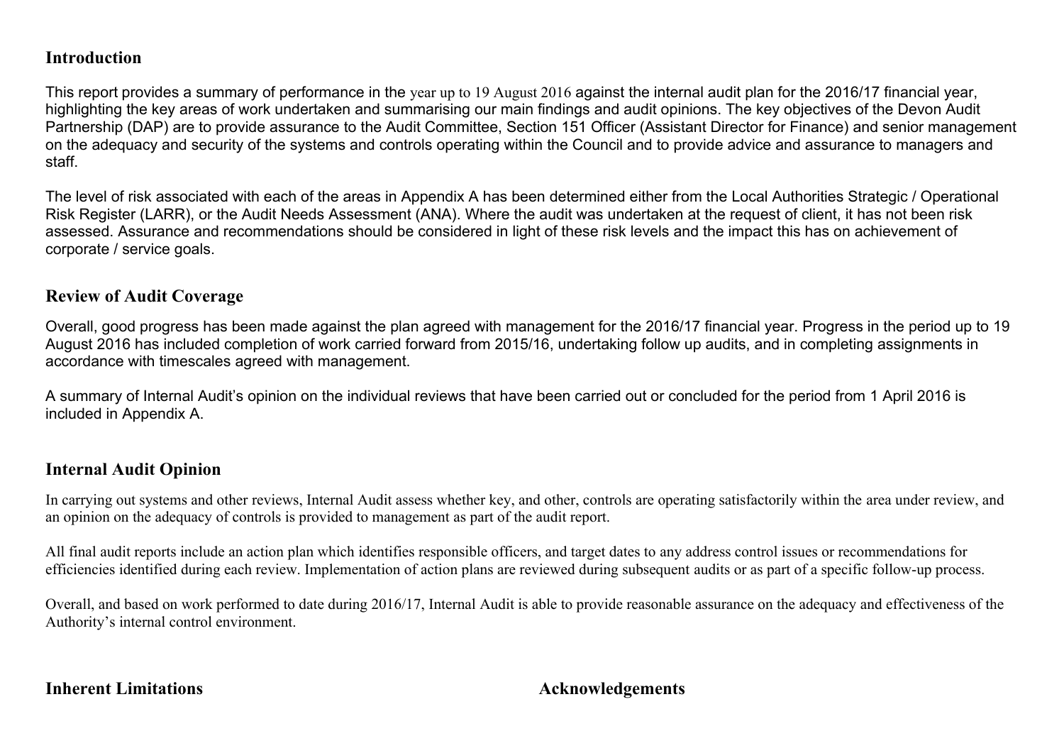## Introduction

This report provides a summary of performance in the year up to 19 August 2016 against the internal audit plan for the 2016/17 financial year, highlighting the key areas of work undertaken and summarising our main findings and audit opinions. The key objectives of the Devon Audit Partnership (DAP) are to provide assurance to the Audit Committee, Section 151 Officer (Assistant Director for Finance) and senior management on the adequacy and security of the systems and controls operating within the Council and to provide advice and assurance to managers and staff.

The level of risk associated with each of the areas in Appendix A has been determined either from the Local Authorities Strategic / Operational Risk Register (LARR), or the Audit Needs Assessment (ANA). Where the audit was undertaken at the request of client, it has not been risk assessed. Assurance and recommendations should be considered in light of these risk levels and the impact this has on achievement of corporate / service goals.

## Review of Audit Coverage

Overall, good progress has been made against the plan agreed with management for the 2016/17 financial year. Progress in the period up to 19 August 2016 has included completion of work carried forward from 2015/16, undertaking follow up audits, and in completing assignments in accordance with timescales agreed with management.

A summary of Internal Audit's opinion on the individual reviews that have been carried out or concluded for the period from 1 April 2016 is included in Appendix A.

## Internal Audit Opinion

In carrying out systems and other reviews, Internal Audit assess whether key, and other, controls are operating satisfactorily within the area under review, and an opinion on the adequacy of controls is provided to management as part of the audit report.

All final audit reports include an action plan which identifies responsible officers, and target dates to any address control issues or recommendations for efficiencies identified during each review. Implementation of action plans are reviewed during subsequent audits or as part of a specific follow-up process.

Overall, and based on work performed to date during 2016/17, Internal Audit is able to provide reasonable assurance on the adequacy and effectiveness of the Authority's internal control environment.

## Inherent Limitations

## Acknowledgements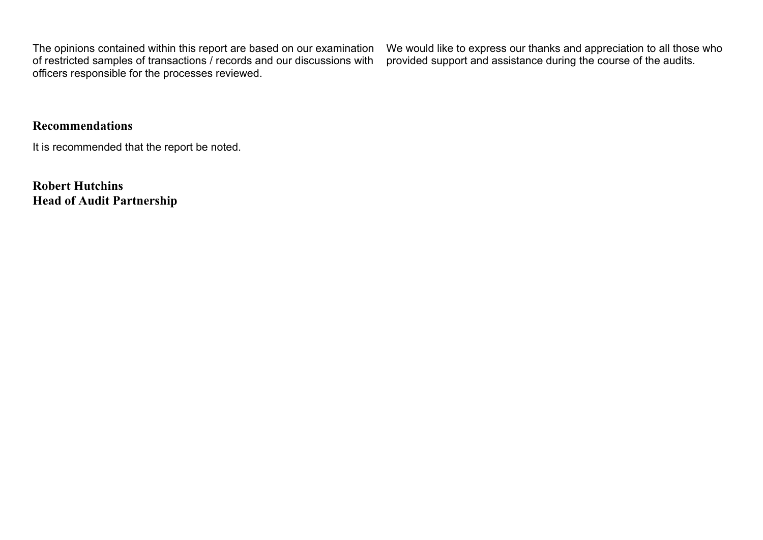The opinions contained within this report are based on our examination of restricted samples of transactions / records and our discussions with officers responsible for the processes reviewed.

We would like to express our thanks and appreciation to all those who provided support and assistance during the course of the audits.

## Recommendations

It is recommended that the report be noted.

**Robert Hutchins**
**Head of Audit Partnership**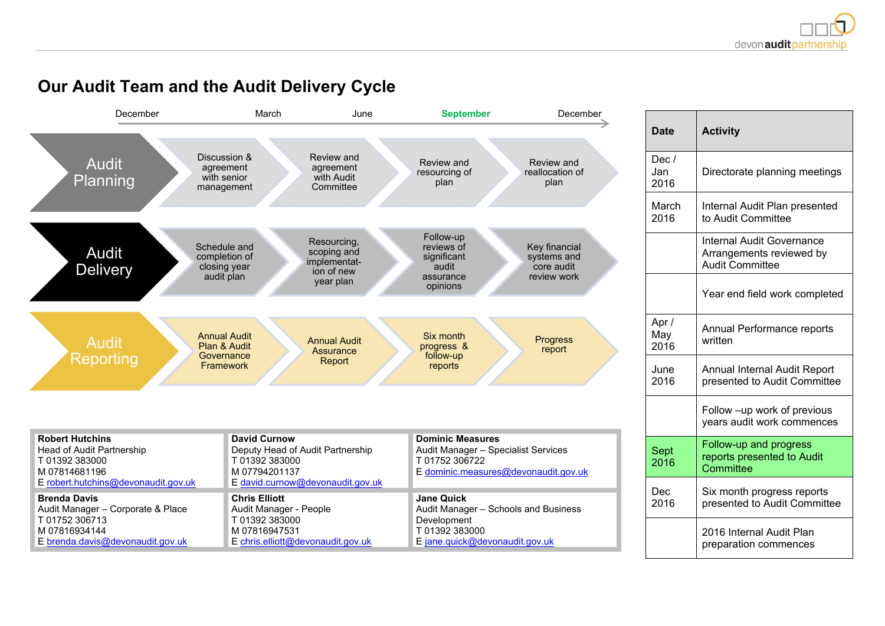# Our Audit Team and the Audit Delivery Cycle

December → March → June → **September** → December

| | | | | |
|---|---|---|---|---|
| **Audit Planning** | Discussion & agreement with senior management | Review and agreement with Audit Committee | Review and resourcing of plan | Review and reallocation of plan |
| **Audit Delivery** | Schedule and completion of closing year audit plan | Resourcing, scoping and implementation of new year plan | Follow-up reviews of significant audit assurance opinions | Key financial systems and core audit review work |
| **Audit Reporting** | Annual Audit Plan & Audit Governance Framework | Annual Audit Assurance Report | Six month progress & follow-up reports | Progress report |

| Date | Activity |
|---|---|
| Dec / Jan 2016 | Directorate planning meetings |
| March 2016 | Internal Audit Plan presented to Audit Committee |
| | Internal Audit Governance Arrangements reviewed by Audit Committee |
| | Year end field work completed |
| Apr / May 2016 | Annual Performance reports written |
| June 2016 | Annual Internal Audit Report presented to Audit Committee |
| | Follow –up work of previous years audit work commences |
| Sept 2016 | Follow-up and progress reports presented to Audit Committee |
| Dec 2016 | Six month progress reports presented to Audit Committee |
| | 2016 Internal Audit Plan preparation commences |

| | | |
|---|---|---|
| **Robert Hutchins**<br>Head of Audit Partnership<br>T 01392 383000<br>M 07814681196<br>E robert.hutchins@devonaudit.gov.uk | **David Curnow**<br>Deputy Head of Audit Partnership<br>T 01392 383000<br>M 07794201137<br>E david.curnow@devonaudit.gov.uk | **Dominic Measures**<br>Audit Manager – Specialist Services<br>T 01752 306722<br>E dominic.measures@devonaudit.gov.uk |
| **Brenda Davis**<br>Audit Manager – Corporate & Place<br>T 01752 306713<br>M 07816934144<br>E brenda.davis@devonaudit.gov.uk | **Chris Elliott**<br>Audit Manager - People<br>T 01392 383000<br>M 07816947531<br>E chris.elliott@devonaudit.gov.uk | **Jane Quick**<br>Audit Manager – Schools and Business Development<br>T 01392 383000<br>E jane.quick@devonaudit.gov.uk |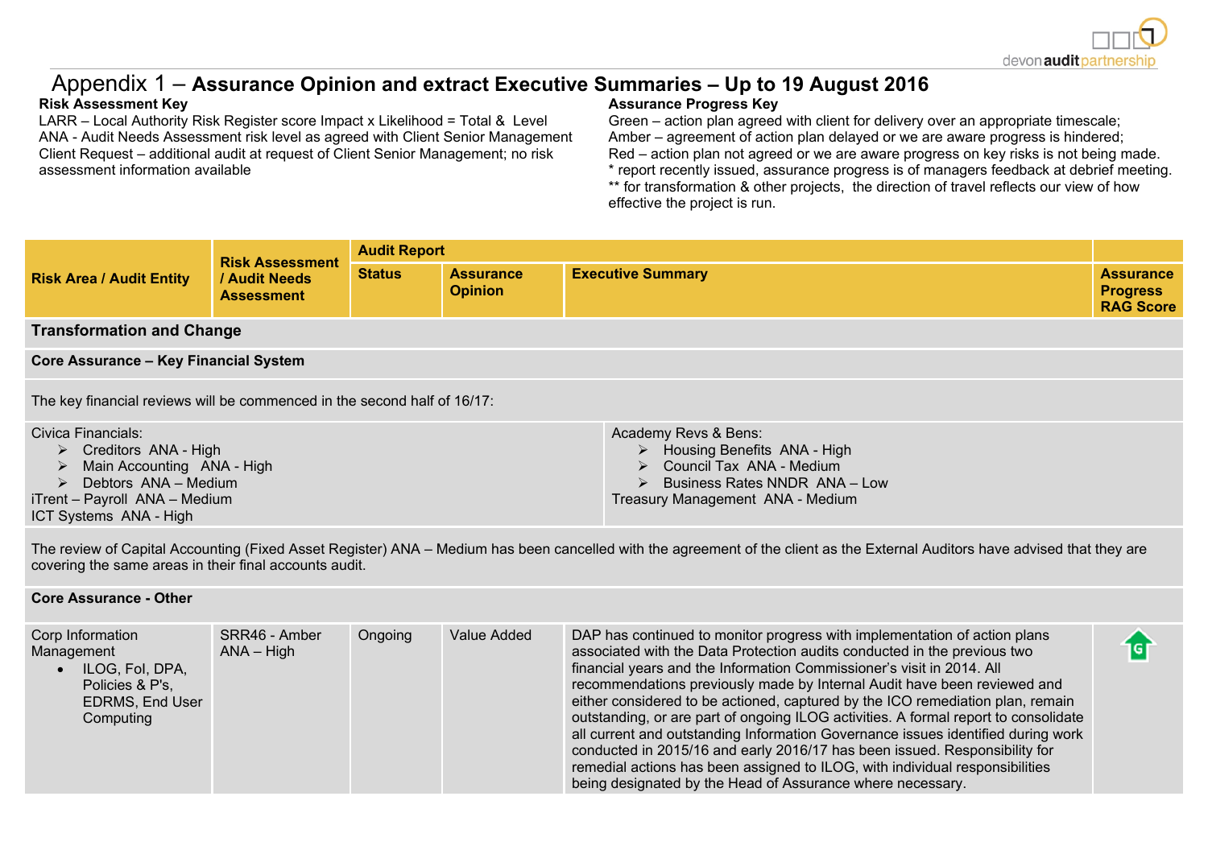# Appendix 1 – Assurance Opinion and extract Executive Summaries – Up to 19 August 2016

**Risk Assessment Key**

LARR – Local Authority Risk Register score Impact x Likelihood = Total & Level
ANA - Audit Needs Assessment risk level as agreed with Client Senior Management
Client Request – additional audit at request of Client Senior Management; no risk assessment information available

**Assurance Progress Key**

Green – action plan agreed with client for delivery over an appropriate timescale;
Amber – agreement of action plan delayed or we are aware progress is hindered;
Red – action plan not agreed or we are aware progress on key risks is not being made.
* report recently issued, assurance progress is of managers feedback at debrief meeting.
** for transformation & other projects, the direction of travel reflects our view of how effective the project is run.

| Risk Area / Audit Entity | Risk Assessment / Audit Needs Assessment | Audit Report | | | Assurance Progress RAG Score |
|---|---|---|---|---|---|
| | | **Status** | **Assurance Opinion** | **Executive Summary** | |
| **Transformation and Change** | | | | | |
| **Core Assurance – Key Financial System** | | | | | |
| The key financial reviews will be commenced in the second half of 16/17: | | | | | |
| Civica Financials:<br>➢ Creditors ANA - High<br>➢ Main Accounting ANA - High<br>➢ Debtors ANA – Medium<br>iTrent – Payroll ANA – Medium<br>ICT Systems ANA - High | | | | Academy Revs & Bens:<br>➢ Housing Benefits ANA - High<br>➢ Council Tax ANA - Medium<br>➢ Business Rates NNDR ANA – Low<br>Treasury Management ANA - Medium | |
| The review of Capital Accounting (Fixed Asset Register) ANA – Medium has been cancelled with the agreement of the client as the External Auditors have advised that they are covering the same areas in their final accounts audit. | | | | | |
| **Core Assurance - Other** | | | | | |
| Corp Information Management<br>• ILOG, FoI, DPA, Policies & P's, EDRMS, End User Computing | SRR46 - Amber<br>ANA – High | Ongoing | Value Added | DAP has continued to monitor progress with implementation of action plans associated with the Data Protection audits conducted in the previous two financial years and the Information Commissioner's visit in 2014. All recommendations previously made by Internal Audit have been reviewed and either considered to be actioned, captured by the ICO remediation plan, remain outstanding, or are part of ongoing ILOG activities. A formal report to consolidate all current and outstanding Information Governance issues identified during work conducted in 2015/16 and early 2016/17 has been issued. Responsibility for remedial actions has been assigned to ILOG, with individual responsibilities being designated by the Head of Assurance where necessary. | G (Green, upward arrow) |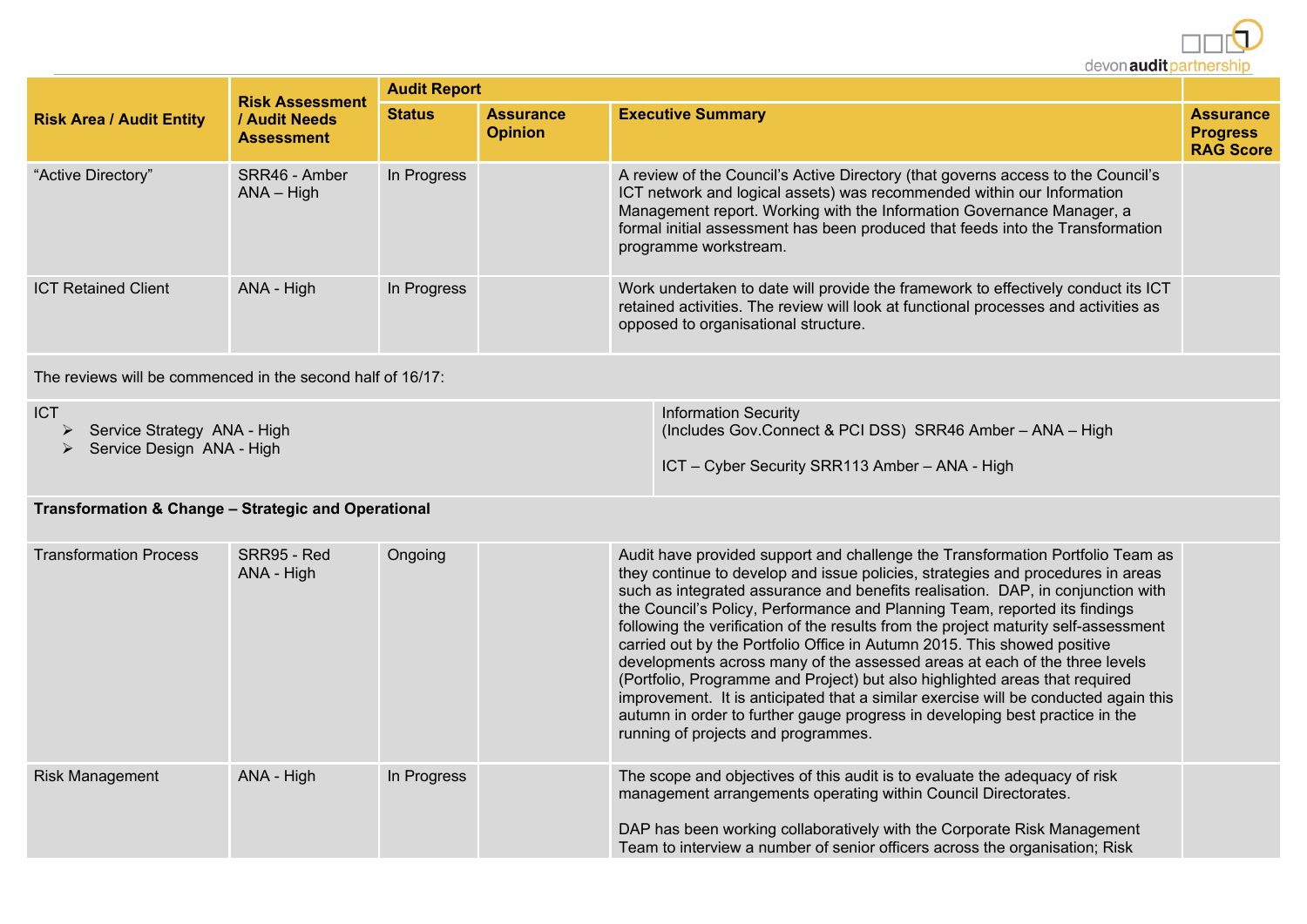| Risk Area / Audit Entity | Risk Assessment / Audit Needs Assessment | Audit Report | | | Assurance Progress RAG Score |
|---|---|---|---|---|---|
| | | Status | Assurance Opinion | Executive Summary | |
| "Active Directory" | SRR46 - Amber<br>ANA – High | In Progress | | A review of the Council's Active Directory (that governs access to the Council's ICT network and logical assets) was recommended within our Information Management report. Working with the Information Governance Manager, a formal initial assessment has been produced that feeds into the Transformation programme workstream. | |
| ICT Retained Client | ANA - High | In Progress | | Work undertaken to date will provide the framework to effectively conduct its ICT retained activities. The review will look at functional processes and activities as opposed to organisational structure. | |
| The reviews will be commenced in the second half of 16/17: | | | | | |
| ICT<br>➢ Service Strategy ANA - High<br>➢ Service Design ANA - High | | | Information Security<br>(Includes Gov.Connect & PCI DSS) SRR46 Amber – ANA – High<br><br>ICT – Cyber Security SRR113 Amber – ANA - High | | |
| **Transformation & Change – Strategic and Operational** | | | | | |
| Transformation Process | SRR95 - Red<br>ANA - High | Ongoing | | Audit have provided support and challenge the Transformation Portfolio Team as they continue to develop and issue policies, strategies and procedures in areas such as integrated assurance and benefits realisation. DAP, in conjunction with the Council's Policy, Performance and Planning Team, reported its findings following the verification of the results from the project maturity self-assessment carried out by the Portfolio Office in Autumn 2015. This showed positive developments across many of the assessed areas at each of the three levels (Portfolio, Programme and Project) but also highlighted areas that required improvement. It is anticipated that a similar exercise will be conducted again this autumn in order to further gauge progress in developing best practice in the running of projects and programmes. | |
| Risk Management | ANA - High | In Progress | | The scope and objectives of this audit is to evaluate the adequacy of risk management arrangements operating within Council Directorates.<br><br>DAP has been working collaboratively with the Corporate Risk Management Team to interview a number of senior officers across the organisation; Risk | |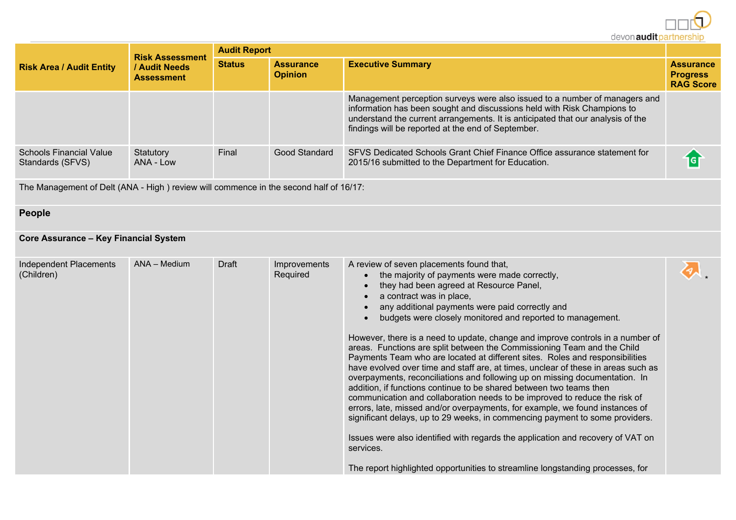| Risk Area / Audit Entity | Risk Assessment / Audit Needs Assessment | Audit Report | | | Assurance Progress RAG Score |
|---|---|---|---|---|---|
| | | Status | Assurance Opinion | Executive Summary | |
| | | | | Management perception surveys were also issued to a number of managers and information has been sought and discussions held with Risk Champions to understand the current arrangements. It is anticipated that our analysis of the findings will be reported at the end of September. | |
| Schools Financial Value Standards (SFVS) | Statutory ANA - Low | Final | Good Standard | SFVS Dedicated Schools Grant Chief Finance Office assurance statement for 2015/16 submitted to the Department for Education. | G |
| The Management of Delt (ANA - High ) review will commence in the second half of 16/17: | | | | | |
| **People** | | | | | |
| **Core Assurance – Key Financial System** | | | | | |
| Independent Placements (Children) | ANA – Medium | Draft | Improvements Required | A review of seven placements found that,<br>• the majority of payments were made correctly,<br>• they had been agreed at Resource Panel,<br>• a contract was in place,<br>• any additional payments were paid correctly and<br>• budgets were closely monitored and reported to management.<br><br>However, there is a need to update, change and improve controls in a number of areas. Functions are split between the Commissioning Team and the Child Payments Team who are located at different sites. Roles and responsibilities have evolved over time and staff are, at times, unclear of these in areas such as overpayments, reconciliations and following up on missing documentation. In addition, if functions continue to be shared between two teams then communication and collaboration needs to be improved to reduce the risk of errors, late, missed and/or overpayments, for example, we found instances of significant delays, up to 29 weeks, in commencing payment to some providers.<br><br>Issues were also identified with regards the application and recovery of VAT on services.<br><br>The report highlighted opportunities to streamline longstanding processes, for | A * |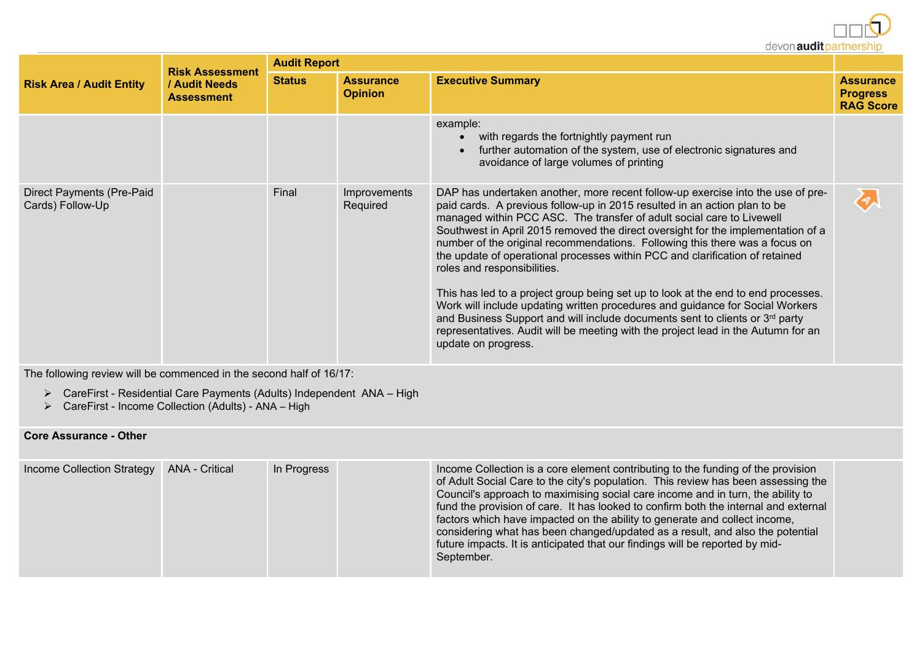| Risk Area / Audit Entity | Risk Assessment / Audit Needs Assessment | Audit Report | | | Assurance Progress RAG Score |
|---|---|---|---|---|---|
| | | Status | Assurance Opinion | Executive Summary | |
| | | | | example:<br>• with regards the fortnightly payment run<br>• further automation of the system, use of electronic signatures and avoidance of large volumes of printing | |
| Direct Payments (Pre-Paid Cards) Follow-Up | | Final | Improvements Required | DAP has undertaken another, more recent follow-up exercise into the use of pre-paid cards. A previous follow-up in 2015 resulted in an action plan to be managed within PCC ASC. The transfer of adult social care to Livewell Southwest in April 2015 removed the direct oversight for the implementation of a number of the original recommendations. Following this there was a focus on the update of operational processes within PCC and clarification of retained roles and responsibilities.<br><br>This has led to a project group being set up to look at the end to end processes. Work will include updating written procedures and guidance for Social Workers and Business Support and will include documents sent to clients or 3rd party representatives. Audit will be meeting with the project lead in the Autumn for an update on progress. | A |
| The following review will be commenced in the second half of 16/17:<br>➢ CareFirst - Residential Care Payments (Adults) Independent ANA – High<br>➢ CareFirst - Income Collection (Adults) - ANA – High | | | | | |
| **Core Assurance - Other** | | | | | |
| Income Collection Strategy | ANA - Critical | In Progress | | Income Collection is a core element contributing to the funding of the provision of Adult Social Care to the city's population. This review has been assessing the Council's approach to maximising social care income and in turn, the ability to fund the provision of care. It has looked to confirm both the internal and external factors which have impacted on the ability to generate and collect income, considering what has been changed/updated as a result, and also the potential future impacts. It is anticipated that our findings will be reported by mid-September. | |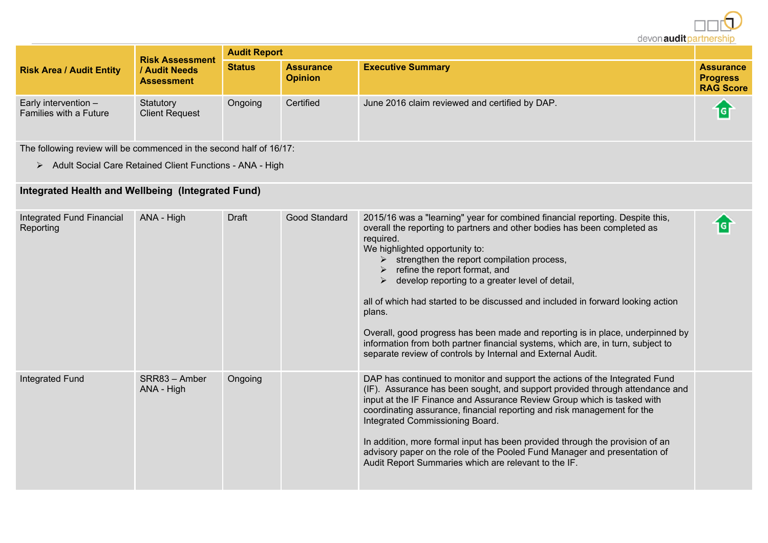| Risk Area / Audit Entity | Risk Assessment / Audit Needs Assessment | Audit Report | | | Assurance Progress RAG Score |
|---|---|---|---|---|---|
| | | Status | Assurance Opinion | Executive Summary | |
| Early intervention – Families with a Future | Statutory Client Request | Ongoing | Certified | June 2016 claim reviewed and certified by DAP. | G |
| The following review will be commenced in the second half of 16/17:<br>➢ Adult Social Care Retained Client Functions - ANA - High | | | | | |
| **Integrated Health and Wellbeing (Integrated Fund)** | | | | | |
| Integrated Fund Financial Reporting | ANA - High | Draft | Good Standard | 2015/16 was a "learning" year for combined financial reporting. Despite this, overall the reporting to partners and other bodies has been completed as required.<br>We highlighted opportunity to:<br>➢ strengthen the report compilation process,<br>➢ refine the report format, and<br>➢ develop reporting to a greater level of detail,<br><br>all of which had started to be discussed and included in forward looking action plans.<br><br>Overall, good progress has been made and reporting is in place, underpinned by information from both partner financial systems, which are, in turn, subject to separate review of controls by Internal and External Audit. | G |
| Integrated Fund | SRR83 – Amber<br>ANA - High | Ongoing | | DAP has continued to monitor and support the actions of the Integrated Fund (IF). Assurance has been sought, and support provided through attendance and input at the IF Finance and Assurance Review Group which is tasked with coordinating assurance, financial reporting and risk management for the Integrated Commissioning Board.<br><br>In addition, more formal input has been provided through the provision of an advisory paper on the role of the Pooled Fund Manager and presentation of Audit Report Summaries which are relevant to the IF. | |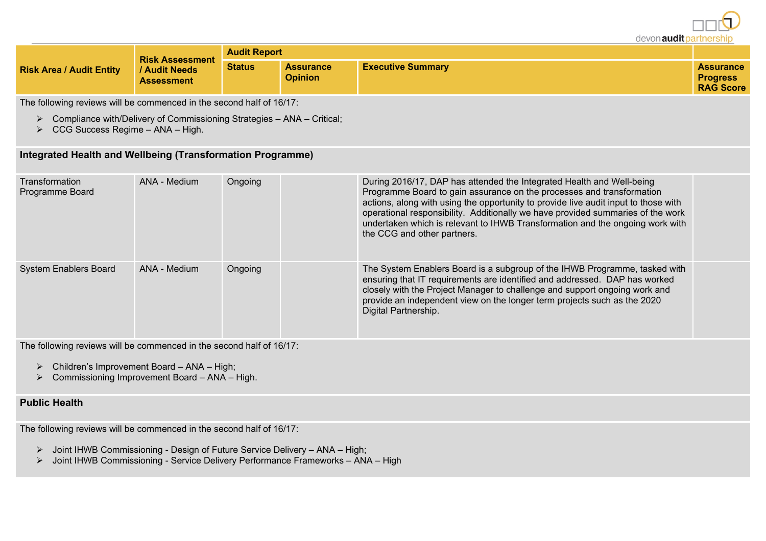| Risk Area / Audit Entity | Risk Assessment / Audit Needs Assessment | Audit Report | | | Assurance Progress RAG Score |
|---|---|---|---|---|---|
| | | Status | Assurance Opinion | Executive Summary | |
| The following reviews will be commenced in the second half of 16/17: ➢ Compliance with/Delivery of Commissioning Strategies – ANA – Critical; ➢ CCG Success Regime – ANA – High. | | | | | |
| **Integrated Health and Wellbeing (Transformation Programme)** | | | | | |
| Transformation Programme Board | ANA - Medium | Ongoing | | During 2016/17, DAP has attended the Integrated Health and Well-being Programme Board to gain assurance on the processes and transformation actions, along with using the opportunity to provide live audit input to those with operational responsibility. Additionally we have provided summaries of the work undertaken which is relevant to IHWB Transformation and the ongoing work with the CCG and other partners. | |
| System Enablers Board | ANA - Medium | Ongoing | | The System Enablers Board is a subgroup of the IHWB Programme, tasked with ensuring that IT requirements are identified and addressed. DAP has worked closely with the Project Manager to challenge and support ongoing work and provide an independent view on the longer term projects such as the 2020 Digital Partnership. | |
| The following reviews will be commenced in the second half of 16/17: ➢ Children's Improvement Board – ANA – High; ➢ Commissioning Improvement Board – ANA – High. | | | | | |
| **Public Health** | | | | | |
| The following reviews will be commenced in the second half of 16/17: ➢ Joint IHWB Commissioning - Design of Future Service Delivery – ANA – High; ➢ Joint IHWB Commissioning - Service Delivery Performance Frameworks – ANA – High | | | | | |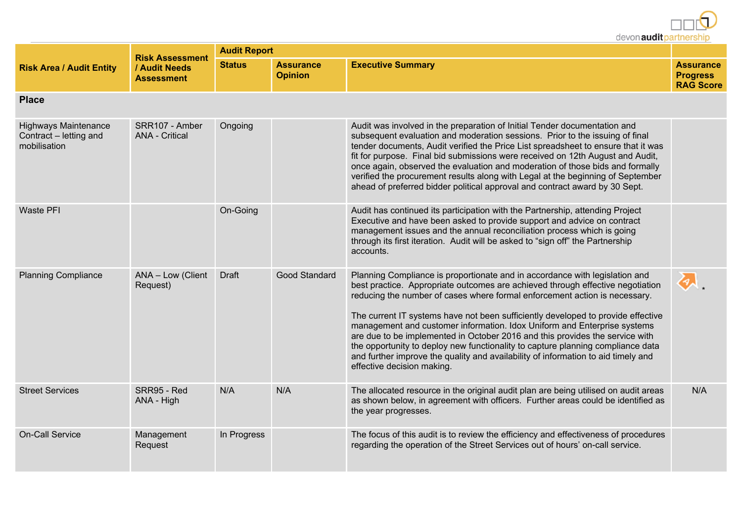| Risk Area / Audit Entity | Risk Assessment / Audit Needs Assessment | Audit Report | | | |
|---|---|---|---|---|---|
| | | Status | Assurance Opinion | Executive Summary | Assurance Progress RAG Score |
| **Place** | | | | | |
| Highways Maintenance Contract – letting and mobilisation | SRR107 - Amber<br>ANA - Critical | Ongoing | | Audit was involved in the preparation of Initial Tender documentation and subsequent evaluation and moderation sessions. Prior to the issuing of final tender documents, Audit verified the Price List spreadsheet to ensure that it was fit for purpose. Final bid submissions were received on 12th August and Audit, once again, observed the evaluation and moderation of those bids and formally verified the procurement results along with Legal at the beginning of September ahead of preferred bidder political approval and contract award by 30 Sept. | |
| Waste PFI | | On-Going | | Audit has continued its participation with the Partnership, attending Project Executive and have been asked to provide support and advice on contract management issues and the annual reconciliation process which is going through its first iteration. Audit will be asked to "sign off" the Partnership accounts. | |
| Planning Compliance | ANA – Low (Client Request) | Draft | Good Standard | Planning Compliance is proportionate and in accordance with legislation and best practice. Appropriate outcomes are achieved through effective negotiation reducing the number of cases where formal enforcement action is necessary.<br><br>The current IT systems have not been sufficiently developed to provide effective management and customer information. Idox Uniform and Enterprise systems are due to be implemented in October 2016 and this provides the service with the opportunity to deploy new functionality to capture planning compliance data and further improve the quality and availability of information to aid timely and effective decision making. | A * |
| Street Services | SRR95 - Red<br>ANA - High | N/A | N/A | The allocated resource in the original audit plan are being utilised on audit areas as shown below, in agreement with officers. Further areas could be identified as the year progresses. | N/A |
| On-Call Service | Management Request | In Progress | | The focus of this audit is to review the efficiency and effectiveness of procedures regarding the operation of the Street Services out of hours' on-call service. | |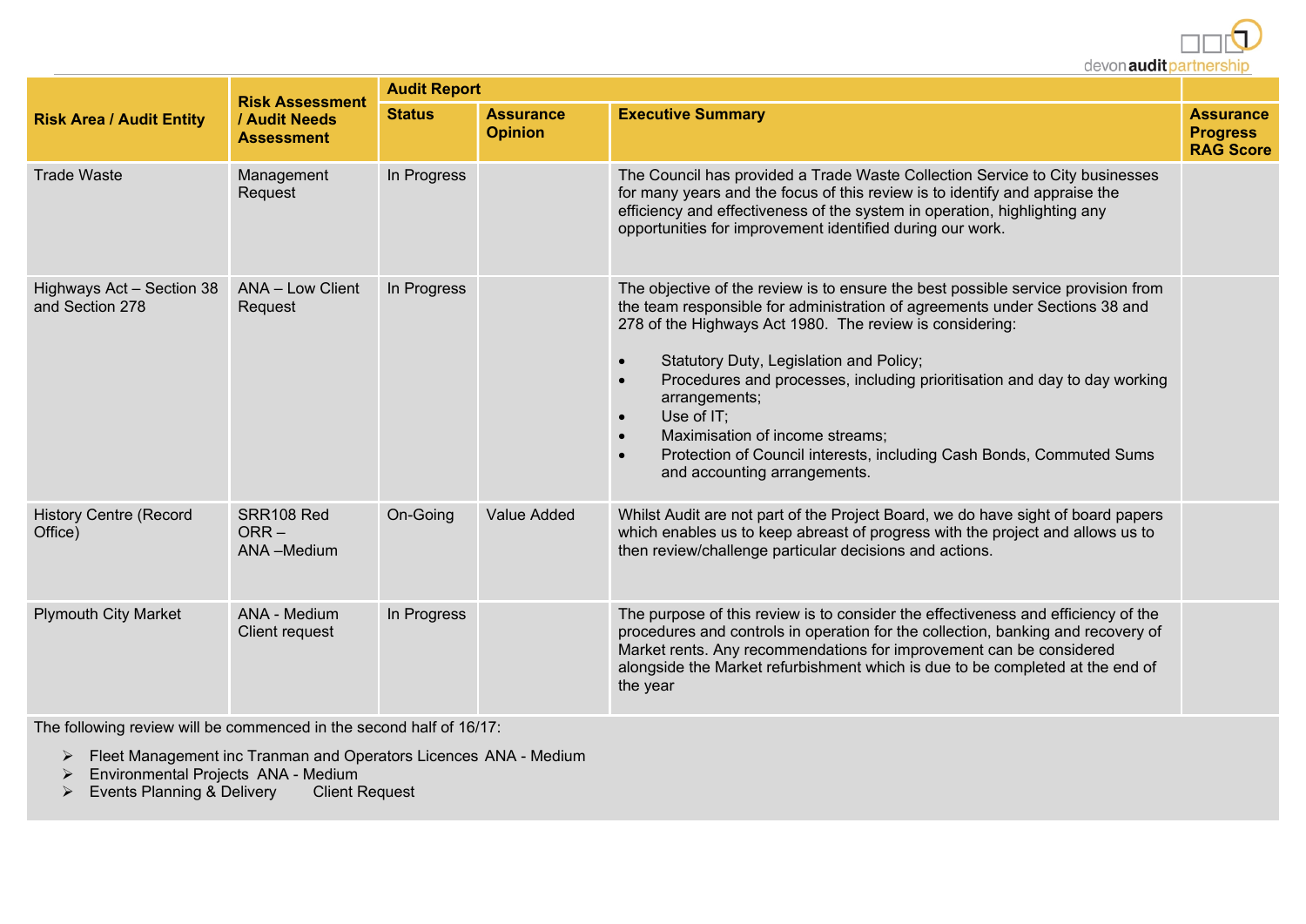| Risk Area / Audit Entity | Risk Assessment / Audit Needs Assessment | Audit Report | | | |
|---|---|---|---|---|---|
| | | Status | Assurance Opinion | Executive Summary | Assurance Progress RAG Score |
| Trade Waste | Management Request | In Progress | | The Council has provided a Trade Waste Collection Service to City businesses for many years and the focus of this review is to identify and appraise the efficiency and effectiveness of the system in operation, highlighting any opportunities for improvement identified during our work. | |
| Highways Act – Section 38 and Section 278 | ANA – Low Client Request | In Progress | | The objective of the review is to ensure the best possible service provision from the team responsible for administration of agreements under Sections 38 and 278 of the Highways Act 1980. The review is considering:<br>• Statutory Duty, Legislation and Policy;<br>• Procedures and processes, including prioritisation and day to day working arrangements;<br>• Use of IT;<br>• Maximisation of income streams;<br>• Protection of Council interests, including Cash Bonds, Commuted Sums and accounting arrangements. | |
| History Centre (Record Office) | SRR108 Red ORR – ANA –Medium | On-Going | Value Added | Whilst Audit are not part of the Project Board, we do have sight of board papers which enables us to keep abreast of progress with the project and allows us to then review/challenge particular decisions and actions. | |
| Plymouth City Market | ANA - Medium Client request | In Progress | | The purpose of this review is to consider the effectiveness and efficiency of the procedures and controls in operation for the collection, banking and recovery of Market rents. Any recommendations for improvement can be considered alongside the Market refurbishment which is due to be completed at the end of the year | |

The following review will be commenced in the second half of 16/17:

- Fleet Management inc Tranman and Operators Licences ANA - Medium
- Environmental Projects ANA - Medium
- Events Planning & Delivery Client Request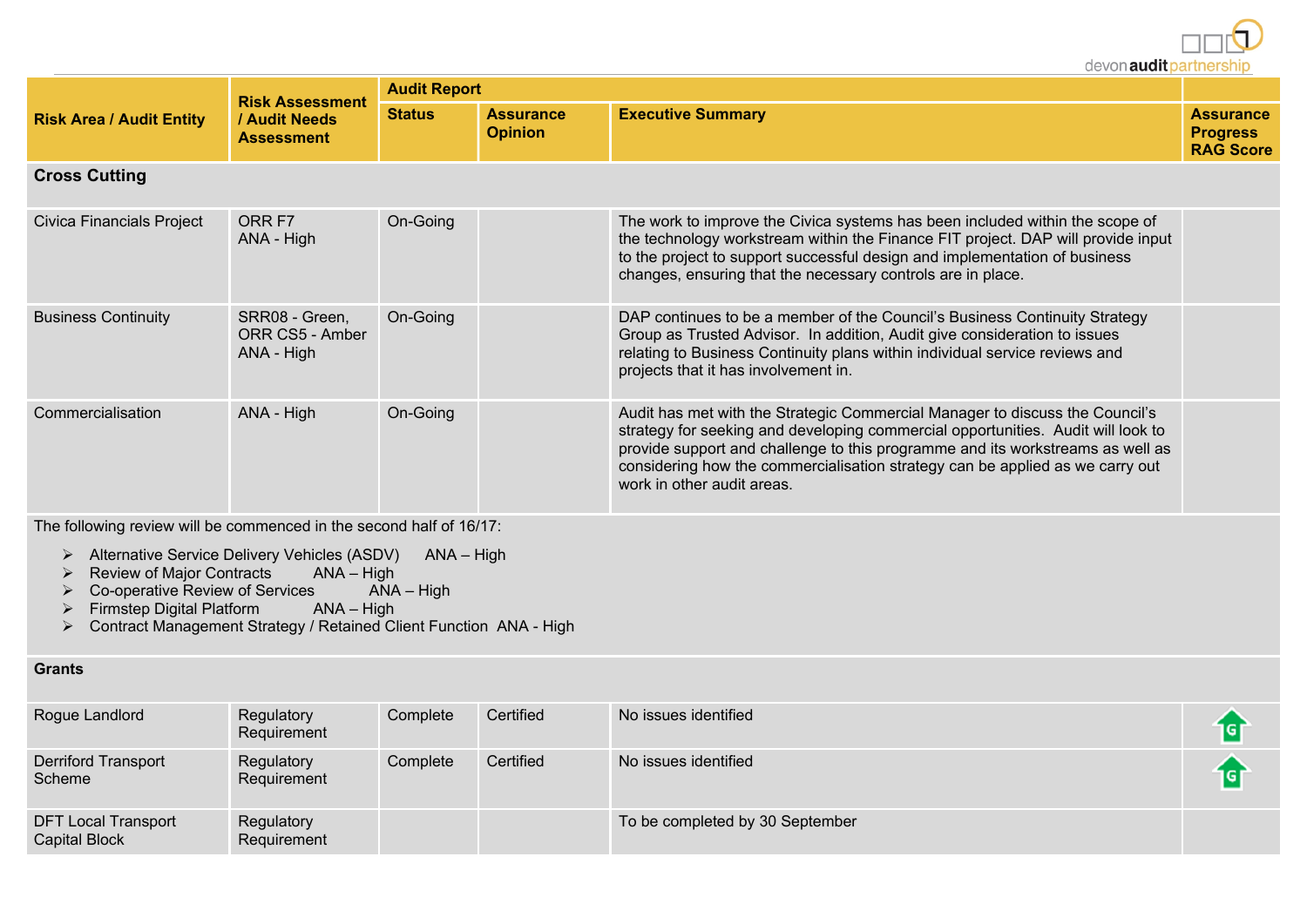| Risk Area / Audit Entity | Risk Assessment / Audit Needs Assessment | Audit Report | | | |
|---|---|---|---|---|---|
| | | Status | Assurance Opinion | Executive Summary | Assurance Progress RAG Score |
| **Cross Cutting** | | | | | |
| Civica Financials Project | ORR F7<br>ANA - High | On-Going | | The work to improve the Civica systems has been included within the scope of the technology workstream within the Finance FIT project. DAP will provide input to the project to support successful design and implementation of business changes, ensuring that the necessary controls are in place. | |
| Business Continuity | SRR08 - Green,<br>ORR CS5 - Amber<br>ANA - High | On-Going | | DAP continues to be a member of the Council's Business Continuity Strategy Group as Trusted Advisor. In addition, Audit give consideration to issues relating to Business Continuity plans within individual service reviews and projects that it has involvement in. | |
| Commercialisation | ANA - High | On-Going | | Audit has met with the Strategic Commercial Manager to discuss the Council's strategy for seeking and developing commercial opportunities. Audit will look to provide support and challenge to this programme and its workstreams as well as considering how the commercialisation strategy can be applied as we carry out work in other audit areas. | |
| The following review will be commenced in the second half of 16/17:<br>➢ Alternative Service Delivery Vehicles (ASDV) ANA – High<br>➢ Review of Major Contracts ANA – High<br>➢ Co-operative Review of Services ANA – High<br>➢ Firmstep Digital Platform ANA – High<br>➢ Contract Management Strategy / Retained Client Function ANA - High | | | | | |
| **Grants** | | | | | |
| Rogue Landlord | Regulatory Requirement | Complete | Certified | No issues identified | G |
| Derriford Transport Scheme | Regulatory Requirement | Complete | Certified | No issues identified | G |
| DFT Local Transport Capital Block | Regulatory Requirement | | | To be completed by 30 September | |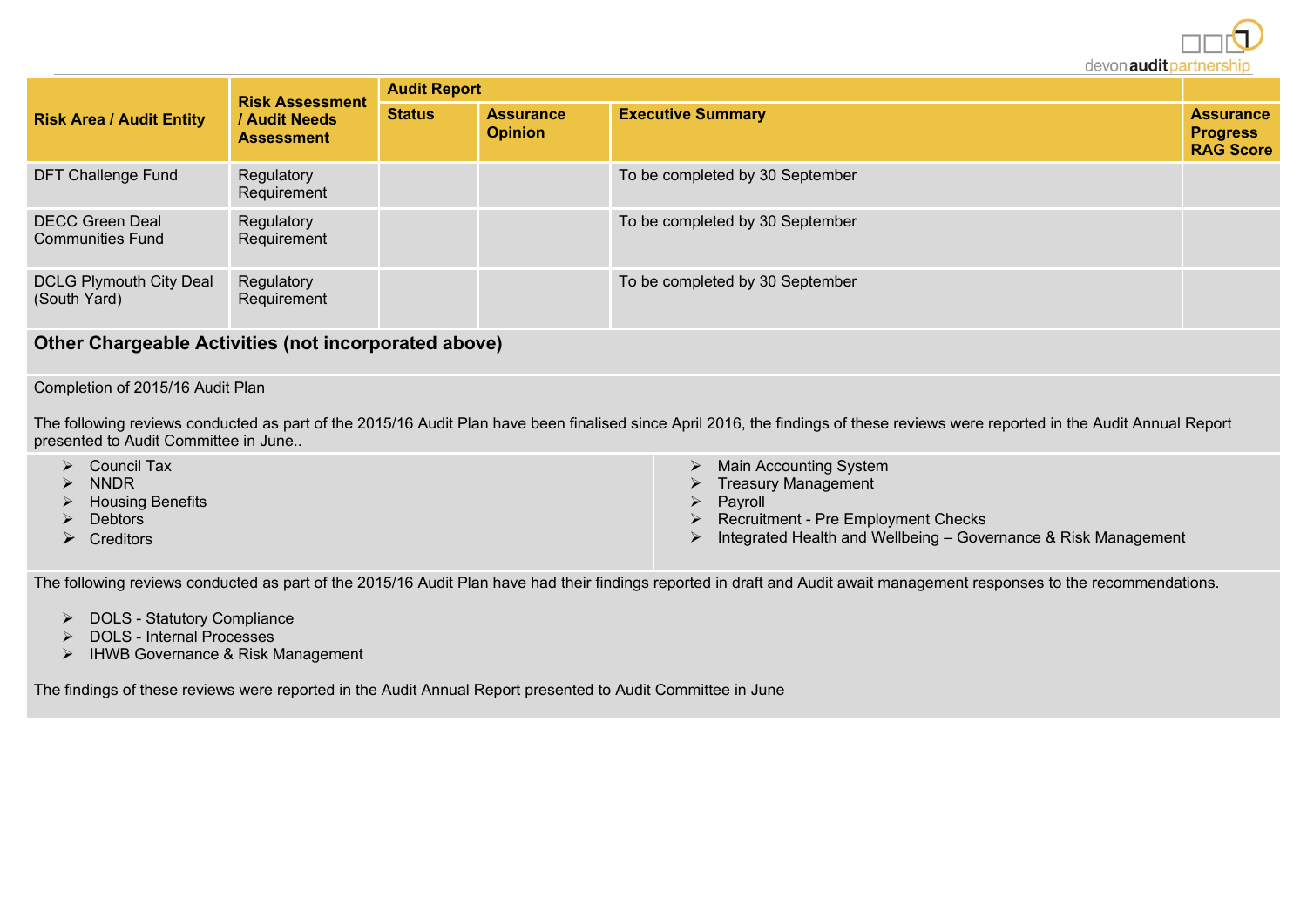| Risk Area / Audit Entity | Risk Assessment / Audit Needs Assessment | Audit Report | | | Assurance Progress RAG Score |
|---|---|---|---|---|---|
| | | Status | Assurance Opinion | Executive Summary | |
| DFT Challenge Fund | Regulatory Requirement | | | To be completed by 30 September | |
| DECC Green Deal Communities Fund | Regulatory Requirement | | | To be completed by 30 September | |
| DCLG Plymouth City Deal (South Yard) | Regulatory Requirement | | | To be completed by 30 September | |

## Other Chargeable Activities (not incorporated above)

Completion of 2015/16 Audit Plan

The following reviews conducted as part of the 2015/16 Audit Plan have been finalised since April 2016, the findings of these reviews were reported in the Audit Annual Report presented to Audit Committee in June..

- Council Tax
- NNDR
- Housing Benefits
- Debtors
- Creditors
- Main Accounting System
- Treasury Management
- Payroll
- Recruitment - Pre Employment Checks
- Integrated Health and Wellbeing – Governance & Risk Management

The following reviews conducted as part of the 2015/16 Audit Plan have had their findings reported in draft and Audit await management responses to the recommendations.

- DOLS - Statutory Compliance
- DOLS - Internal Processes
- IHWB Governance & Risk Management

The findings of these reviews were reported in the Audit Annual Report presented to Audit Committee in June